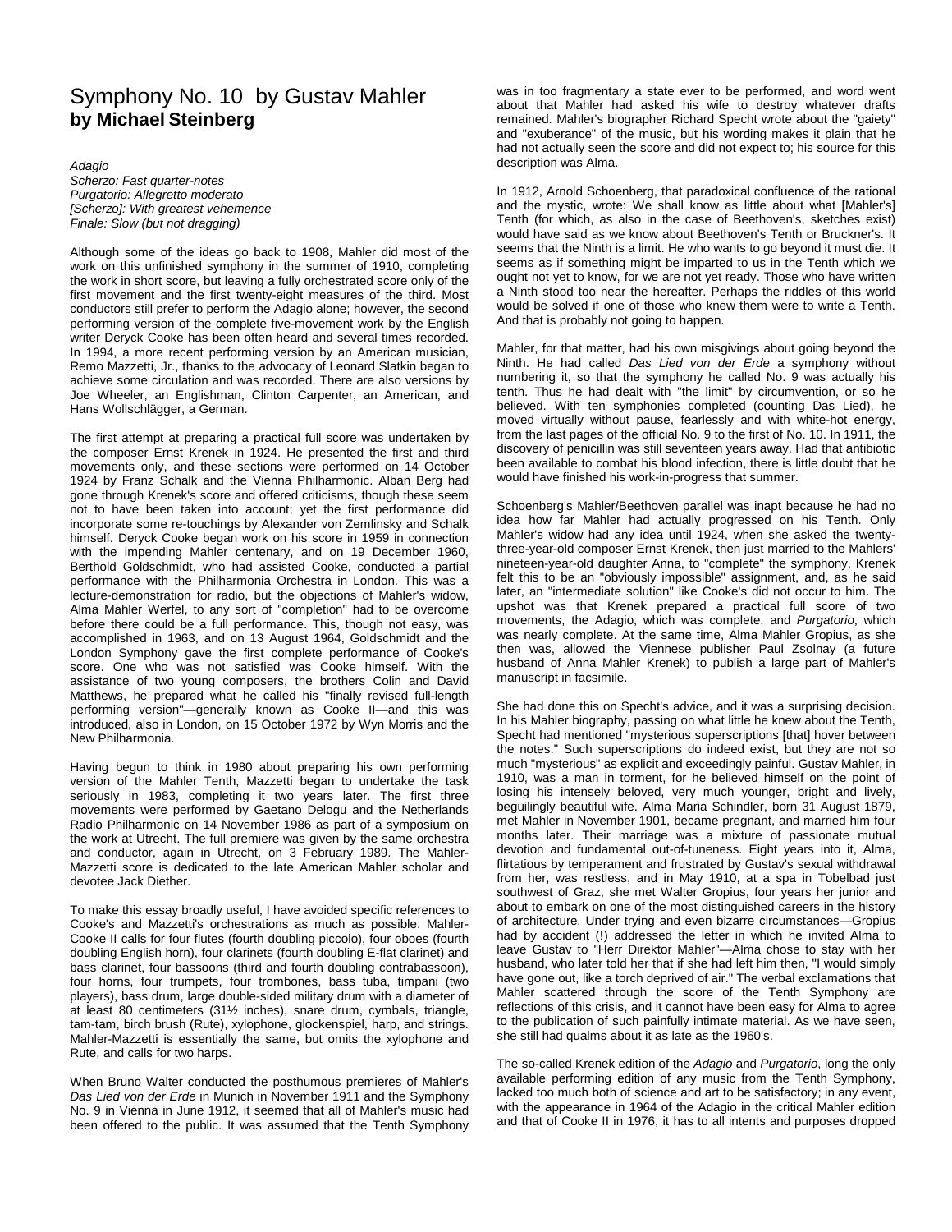# Symphony No. 10 by Gustav Mahler
**by Michael Steinberg**

*Adagio*
*Scherzo: Fast quarter-notes*
*Purgatorio: Allegretto moderato*
*[Scherzo]: With greatest vehemence*
*Finale: Slow (but not dragging)*

Although some of the ideas go back to 1908, Mahler did most of the work on this unfinished symphony in the summer of 1910, completing the work in short score, but leaving a fully orchestrated score only of the first movement and the first twenty-eight measures of the third. Most conductors still prefer to perform the Adagio alone; however, the second performing version of the complete five-movement work by the English writer Deryck Cooke has been often heard and several times recorded. In 1994, a more recent performing version by an American musician, Remo Mazzetti, Jr., thanks to the advocacy of Leonard Slatkin began to achieve some circulation and was recorded. There are also versions by Joe Wheeler, an Englishman, Clinton Carpenter, an American, and Hans Wollschlägger, a German.

The first attempt at preparing a practical full score was undertaken by the composer Ernst Krenek in 1924. He presented the first and third movements only, and these sections were performed on 14 October 1924 by Franz Schalk and the Vienna Philharmonic. Alban Berg had gone through Krenek's score and offered criticisms, though these seem not to have been taken into account; yet the first performance did incorporate some re-touchings by Alexander von Zemlinsky and Schalk himself. Deryck Cooke began work on his score in 1959 in connection with the impending Mahler centenary, and on 19 December 1960, Berthold Goldschmidt, who had assisted Cooke, conducted a partial performance with the Philharmonia Orchestra in London. This was a lecture-demonstration for radio, but the objections of Mahler's widow, Alma Mahler Werfel, to any sort of "completion" had to be overcome before there could be a full performance. This, though not easy, was accomplished in 1963, and on 13 August 1964, Goldschmidt and the London Symphony gave the first complete performance of Cooke's score. One who was not satisfied was Cooke himself. With the assistance of two young composers, the brothers Colin and David Matthews, he prepared what he called his "finally revised full-length performing version"—generally known as Cooke II—and this was introduced, also in London, on 15 October 1972 by Wyn Morris and the New Philharmonia.

Having begun to think in 1980 about preparing his own performing version of the Mahler Tenth, Mazzetti began to undertake the task seriously in 1983, completing it two years later. The first three movements were performed by Gaetano Delogu and the Netherlands Radio Philharmonic on 14 November 1986 as part of a symposium on the work at Utrecht. The full premiere was given by the same orchestra and conductor, again in Utrecht, on 3 February 1989. The Mahler-Mazzetti score is dedicated to the late American Mahler scholar and devotee Jack Diether.

To make this essay broadly useful, I have avoided specific references to Cooke's and Mazzetti's orchestrations as much as possible. Mahler-Cooke II calls for four flutes (fourth doubling piccolo), four oboes (fourth doubling English horn), four clarinets (fourth doubling E-flat clarinet) and bass clarinet, four bassoons (third and fourth doubling contrabassoon), four horns, four trumpets, four trombones, bass tuba, timpani (two players), bass drum, large double-sided military drum with a diameter of at least 80 centimeters (31½ inches), snare drum, cymbals, triangle, tam-tam, birch brush (Rute), xylophone, glockenspiel, harp, and strings. Mahler-Mazzetti is essentially the same, but omits the xylophone and Rute, and calls for two harps.

When Bruno Walter conducted the posthumous premieres of Mahler's *Das Lied von der Erde* in Munich in November 1911 and the Symphony No. 9 in Vienna in June 1912, it seemed that all of Mahler's music had been offered to the public. It was assumed that the Tenth Symphony was in too fragmentary a state ever to be performed, and word went about that Mahler had asked his wife to destroy whatever drafts remained. Mahler's biographer Richard Specht wrote about the "gaiety" and "exuberance" of the music, but his wording makes it plain that he had not actually seen the score and did not expect to; his source for this description was Alma.

In 1912, Arnold Schoenberg, that paradoxical confluence of the rational and the mystic, wrote: We shall know as little about what [Mahler's] Tenth (for which, as also in the case of Beethoven's, sketches exist) would have said as we know about Beethoven's Tenth or Bruckner's. It seems that the Ninth is a limit. He who wants to go beyond it must die. It seems as if something might be imparted to us in the Tenth which we ought not yet to know, for we are not yet ready. Those who have written a Ninth stood too near the hereafter. Perhaps the riddles of this world would be solved if one of those who knew them were to write a Tenth. And that is probably not going to happen.

Mahler, for that matter, had his own misgivings about going beyond the Ninth. He had called *Das Lied von der Erde* a symphony without numbering it, so that the symphony he called No. 9 was actually his tenth. Thus he had dealt with "the limit" by circumvention, or so he believed. With ten symphonies completed (counting Das Lied), he moved virtually without pause, fearlessly and with white-hot energy, from the last pages of the official No. 9 to the first of No. 10. In 1911, the discovery of penicillin was still seventeen years away. Had that antibiotic been available to combat his blood infection, there is little doubt that he would have finished his work-in-progress that summer.

Schoenberg's Mahler/Beethoven parallel was inapt because he had no idea how far Mahler had actually progressed on his Tenth. Only Mahler's widow had any idea until 1924, when she asked the twenty-three-year-old composer Ernst Krenek, then just married to the Mahlers' nineteen-year-old daughter Anna, to "complete" the symphony. Krenek felt this to be an "obviously impossible" assignment, and, as he said later, an "intermediate solution" like Cooke's did not occur to him. The upshot was that Krenek prepared a practical full score of two movements, the Adagio, which was complete, and *Purgatorio*, which was nearly complete. At the same time, Alma Mahler Gropius, as she then was, allowed the Viennese publisher Paul Zsolnay (a future husband of Anna Mahler Krenek) to publish a large part of Mahler's manuscript in facsimile.

She had done this on Specht's advice, and it was a surprising decision. In his Mahler biography, passing on what little he knew about the Tenth, Specht had mentioned "mysterious superscriptions [that] hover between the notes." Such superscriptions do indeed exist, but they are not so much "mysterious" as explicit and exceedingly painful. Gustav Mahler, in 1910, was a man in torment, for he believed himself on the point of losing his intensely beloved, very much younger, bright and lively, beguilingly beautiful wife. Alma Maria Schindler, born 31 August 1879, met Mahler in November 1901, became pregnant, and married him four months later. Their marriage was a mixture of passionate mutual devotion and fundamental out-of-tuneness. Eight years into it, Alma, flirtatious by temperament and frustrated by Gustav's sexual withdrawal from her, was restless, and in May 1910, at a spa in Tobelbad just southwest of Graz, she met Walter Gropius, four years her junior and about to embark on one of the most distinguished careers in the history of architecture. Under trying and even bizarre circumstances—Gropius had by accident (!) addressed the letter in which he invited Alma to leave Gustav to "Herr Direktor Mahler"—Alma chose to stay with her husband, who later told her that if she had left him then, "I would simply have gone out, like a torch deprived of air." The verbal exclamations that Mahler scattered through the score of the Tenth Symphony are reflections of this crisis, and it cannot have been easy for Alma to agree to the publication of such painfully intimate material. As we have seen, she still had qualms about it as late as the 1960's.

The so-called Krenek edition of the *Adagio* and *Purgatorio*, long the only available performing edition of any music from the Tenth Symphony, lacked too much both of science and art to be satisfactory; in any event, with the appearance in 1964 of the Adagio in the critical Mahler edition and that of Cooke II in 1976, it has to all intents and purposes dropped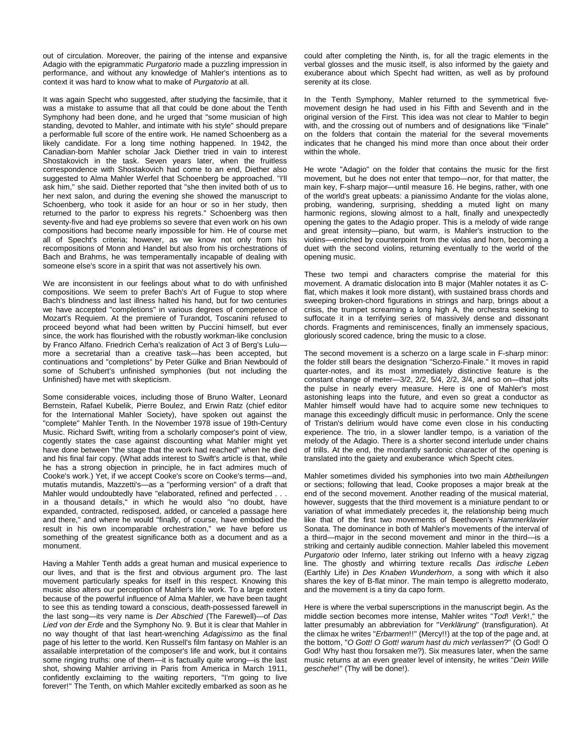out of circulation. Moreover, the pairing of the intense and expansive Adagio with the epigrammatic *Purgatorio* made a puzzling impression in performance, and without any knowledge of Mahler's intentions as to context it was hard to know what to make of *Purgatorio* at all.

It was again Specht who suggested, after studying the facsimile, that it was a mistake to assume that all that could be done about the Tenth Symphony had been done, and he urged that "some musician of high standing, devoted to Mahler, and intimate with his style" should prepare a performable full score of the entire work. He named Schoenberg as a likely candidate. For a long time nothing happened. In 1942, the Canadian-born Mahler scholar Jack Diether tried in vain to interest Shostakovich in the task. Seven years later, when the fruitless correspondence with Shostakovich had come to an end, Diether also suggested to Alma Mahler Werfel that Schoenberg be approached. "I'll ask him," she said. Diether reported that "she then invited both of us to her next salon, and during the evening she showed the manuscript to Schoenberg, who took it aside for an hour or so in her study, then returned to the parlor to express his regrets." Schoenberg was then seventy-five and had eye problems so severe that even work on his own compositions had become nearly impossible for him. He of course met all of Specht's criteria; however, as we know not only from his recompositions of Monn and Handel but also from his orchestrations of Bach and Brahms, he was temperamentally incapable of dealing with someone else's score in a spirit that was not assertively his own.

We are inconsistent in our feelings about what to do with unfinished compositions. We seem to prefer Bach's Art of Fugue to stop where Bach's blindness and last illness halted his hand, but for two centuries we have accepted "completions" in various degrees of competence of Mozart's Requiem. At the premiere of Turandot, Toscanini refused to proceed beyond what had been written by Puccini himself, but ever since, the work has flourished with the robustly workman-like conclusion by Franco Alfano. Friedrich Cerha's realization of Act 3 of Berg's Lulu—more a secretarial than a creative task—has been accepted, but continuations and "completions" by Peter Gülke and Brian Newbould of some of Schubert's unfinished symphonies (but not including the Unfinished) have met with skepticism.

Some considerable voices, including those of Bruno Walter, Leonard Bernstein, Rafael Kubelik, Pierre Boulez, and Erwin Ratz (chief editor for the International Mahler Society), have spoken out against the "complete" Mahler Tenth. In the November 1978 issue of 19th-Century Music. Richard Swift, writing from a scholarly composer's point of view, cogently states the case against discounting what Mahler might yet have done between "the stage that the work had reached" when he died and his final fair copy. (What adds interest to Swift's article is that, while he has a strong objection in principle, he in fact admires much of Cooke's work.) Yet, if we accept Cooke's score on Cooke's terms—and, mutatis mutandis, Mazzetti's—as a "performing version" of a draft that Mahler would undoubtedly have "elaborated, refined and perfected . . . in a thousand details," in which he would also "no doubt, have expanded, contracted, redisposed, added, or canceled a passage here and there," and where he would "finally, of course, have embodied the result in his own incomparable orchestration," we have before us something of the greatest significance both as a document and as a monument.

Having a Mahler Tenth adds a great human and musical experience to our lives, and that is the first and obvious argument pro. The last movement particularly speaks for itself in this respect. Knowing this music also alters our perception of Mahler's life work. To a large extent because of the powerful influence of Alma Mahler, we have been taught to see this as tending toward a conscious, death-possessed farewell in the last song—its very name is *Der Abschied* (The Farewell)—of *Das Lied von der Erde* and the Symphony No. 9. But it is clear that Mahler in no way thought of that last heart-wrenching *Adagissimo* as the final page of his letter to the world. Ken Russell's film fantasy on Mahler is an assailable interpretation of the composer's life and work, but it contains some ringing truths: one of them—it is factually quite wrong—is the last shot, showing Mahler arriving in Paris from America in March 1911, confidently exclaiming to the waiting reporters, "I'm going to live forever!" The Tenth, on which Mahler excitedly embarked as soon as he could after completing the Ninth, is, for all the tragic elements in the verbal glosses and the music itself, is also informed by the gaiety and exuberance about which Specht had written, as well as by profound serenity at its close.

In the Tenth Symphony, Mahler returned to the symmetrical five-movement design he had used in his Fifth and Seventh and in the original version of the First. This idea was not clear to Mahler to begin with, and the crossing out of numbers and of designations like "Finale" on the folders that contain the material for the several movements indicates that he changed his mind more than once about their order within the whole.

He wrote "Adagio" on the folder that contains the music for the first movement, but he does not enter that tempo—nor, for that matter, the main key, F-sharp major—until measure 16. He begins, rather, with one of the world's great upbeats: a pianissimo Andante for the violas alone, probing, wandering, surprising, shedding a muted light on many harmonic regions, slowing almost to a halt, finally and unexpectedly opening the gates to the Adagio proper. This is a melody of wide range and great intensity—piano, but warm, is Mahler's instruction to the violins—enriched by counterpoint from the violas and horn, becoming a duet with the second violins, returning eventually to the world of the opening music.

These two tempi and characters comprise the material for this movement. A dramatic dislocation into B major (Mahler notates it as C-flat, which makes it look more distant), with sustained brass chords and sweeping broken-chord figurations in strings and harp, brings about a crisis, the trumpet screaming a long high A, the orchestra seeking to suffocate it in a terrifying series of massively dense and dissonant chords. Fragments and reminiscences, finally an immensely spacious, gloriously scored cadence, bring the music to a close.

The second movement is a scherzo on a large scale in F-sharp minor: the folder still bears the designation "Scherzo-Finale." It moves in rapid quarter-notes, and its most immediately distinctive feature is the constant change of meter—3/2, 2/2, 5/4, 2/2, 3/4, and so on—that jolts the pulse in nearly every measure. Here is one of Mahler's most astonishing leaps into the future, and even so great a conductor as Mahler himself would have had to acquire some new techniques to manage this exceedingly difficult music in performance. Only the scene of Tristan's delirium would have come even close in his conducting experience. The trio, in a slower landler tempo, is a variation of the melody of the Adagio. There is a shorter second interlude under chains of trills. At the end, the mordantly sardonic character of the opening is translated into the gaiety and exuberance which Specht cites.

Mahler sometimes divided his symphonies into two main *Abtheilungen* or sections; following that lead, Cooke proposes a major break at the end of the second movement. Another reading of the musical material, however, suggests that the third movement is a miniature pendant to or variation of what immediately precedes it, the relationship being much like that of the first two movements of Beethoven's *Hammerklavier* Sonata. The dominance in both of Mahler's movements of the interval of a third—major in the second movement and minor in the third—is a striking and certainly audible connection. Mahler labeled this movement *Purgatorio* oder Inferno, later striking out Inferno with a heavy zigzag line. The ghostly and whirring texture recalls *Das irdische Leben* (Earthly Life) in *Des Knaben Wunderhorn*, a song with which it also shares the key of B-flat minor. The main tempo is allegretto moderato, and the movement is a tiny da capo form.

Here is where the verbal superscriptions in the manuscript begin. As the middle section becomes more intense, Mahler writes "*Tod*! *Verk*!," the latter presumably an abbreviation for "*Verklärung*" (transfiguration). At the climax he writes "*Erbarmen*!!" (Mercy!!) at the top of the page and, at the bottom, "*O Gott! O Gott! warum hast du mich verlassen*?" (O God! O God! Why hast thou forsaken me?). Six measures later, when the same music returns at an even greater level of intensity, he writes "*Dein Wille geschehe*!" (Thy will be done!).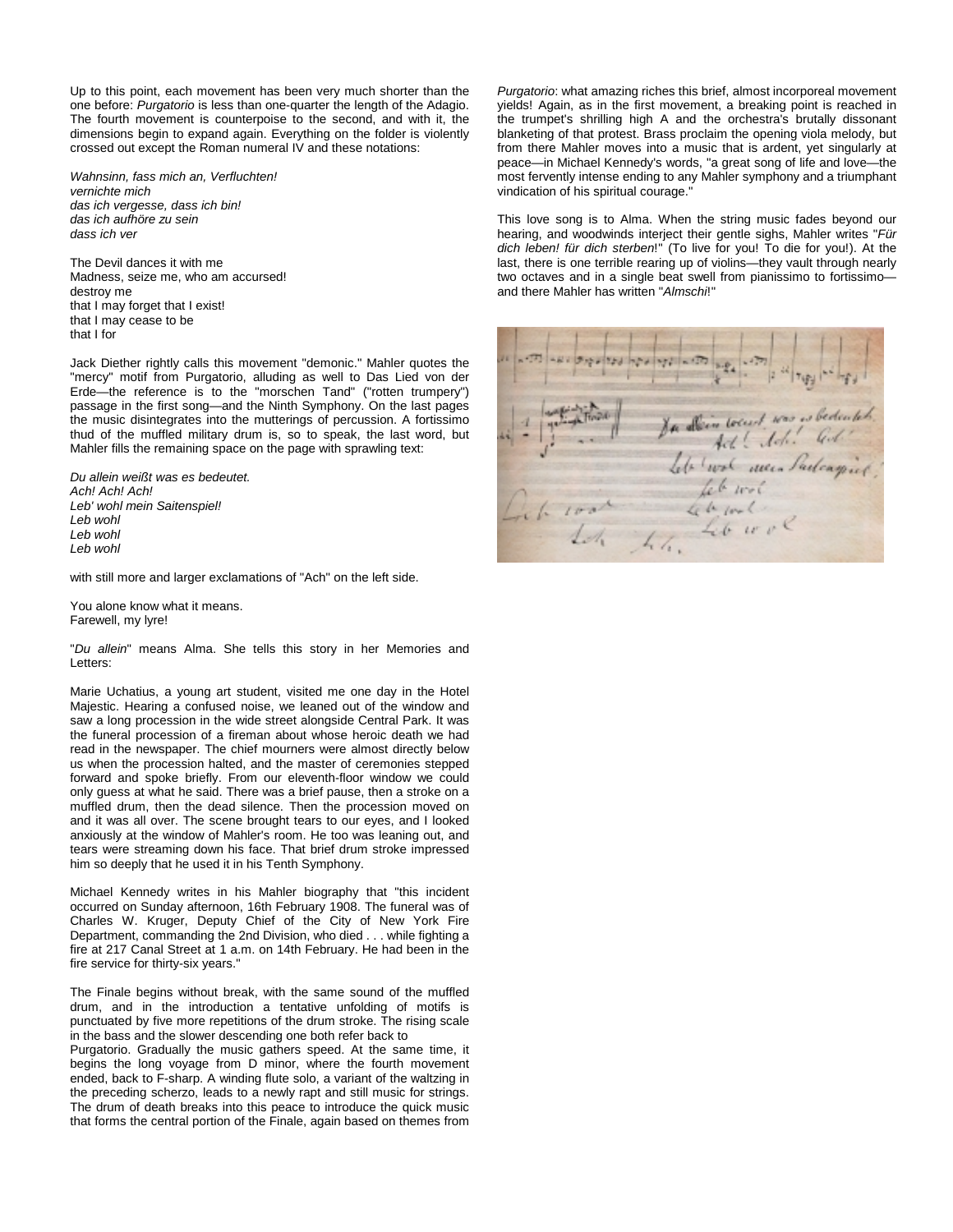Up to this point, each movement has been very much shorter than the one before: *Purgatorio* is less than one-quarter the length of the Adagio. The fourth movement is counterpoise to the second, and with it, the dimensions begin to expand again. Everything on the folder is violently crossed out except the Roman numeral IV and these notations:

*Wahnsinn, fass mich an, Verfluchten!*
*vernichte mich*
*das ich vergesse, dass ich bin!*
*das ich aufhöre zu sein*
*dass ich ver*

The Devil dances it with me
Madness, seize me, who am accursed!
destroy me
that I may forget that I exist!
that I may cease to be
that I for

Jack Diether rightly calls this movement "demonic." Mahler quotes the "mercy" motif from Purgatorio, alluding as well to Das Lied von der Erde—the reference is to the "morschen Tand" ("rotten trumpery") passage in the first song—and the Ninth Symphony. On the last pages the music disintegrates into the mutterings of percussion. A fortissimo thud of the muffled military drum is, so to speak, the last word, but Mahler fills the remaining space on the page with sprawling text:

*Du allein weißt was es bedeutet.*
*Ach! Ach! Ach!*
*Leb' wohl mein Saitenspiel!*
*Leb wohl*
*Leb wohl*
*Leb wohl*

with still more and larger exclamations of "Ach" on the left side.

You alone know what it means.
Farewell, my lyre!

"*Du allein*" means Alma. She tells this story in her Memories and Letters:

Marie Uchatius, a young art student, visited me one day in the Hotel Majestic. Hearing a confused noise, we leaned out of the window and saw a long procession in the wide street alongside Central Park. It was the funeral procession of a fireman about whose heroic death we had read in the newspaper. The chief mourners were almost directly below us when the procession halted, and the master of ceremonies stepped forward and spoke briefly. From our eleventh-floor window we could only guess at what he said. There was a brief pause, then a stroke on a muffled drum, then the dead silence. Then the procession moved on and it was all over. The scene brought tears to our eyes, and I looked anxiously at the window of Mahler's room. He too was leaning out, and tears were streaming down his face. That brief drum stroke impressed him so deeply that he used it in his Tenth Symphony.

Michael Kennedy writes in his Mahler biography that "this incident occurred on Sunday afternoon, 16th February 1908. The funeral was of Charles W. Kruger, Deputy Chief of the City of New York Fire Department, commanding the 2nd Division, who died . . . while fighting a fire at 217 Canal Street at 1 a.m. on 14th February. He had been in the fire service for thirty-six years."

The Finale begins without break, with the same sound of the muffled drum, and in the introduction a tentative unfolding of motifs is punctuated by five more repetitions of the drum stroke. The rising scale in the bass and the slower descending one both refer back to Purgatorio. Gradually the music gathers speed. At the same time, it begins the long voyage from D minor, where the fourth movement ended, back to F-sharp. A winding flute solo, a variant of the waltzing in the preceding scherzo, leads to a newly rapt and still music for strings. The drum of death breaks into this peace to introduce the quick music that forms the central portion of the Finale, again based on themes from *Purgatorio*: what amazing riches this brief, almost incorporeal movement yields! Again, as in the first movement, a breaking point is reached in the trumpet's shrilling high A and the orchestra's brutally dissonant blanketing of that protest. Brass proclaim the opening viola melody, but from there Mahler moves into a music that is ardent, yet singularly at peace—in Michael Kennedy's words, "a great song of life and love—the most fervently intense ending to any Mahler symphony and a triumphant vindication of his spiritual courage."

This love song is to Alma. When the string music fades beyond our hearing, and woodwinds interject their gentle sighs, Mahler writes "*Für dich leben! für dich sterben*!" (To live for you! To die for you!). At the last, there is one terrible rearing up of violins—they vault through nearly two octaves and in a single beat swell from pianissimo to fortissimo—and there Mahler has written "*Almschi*!"